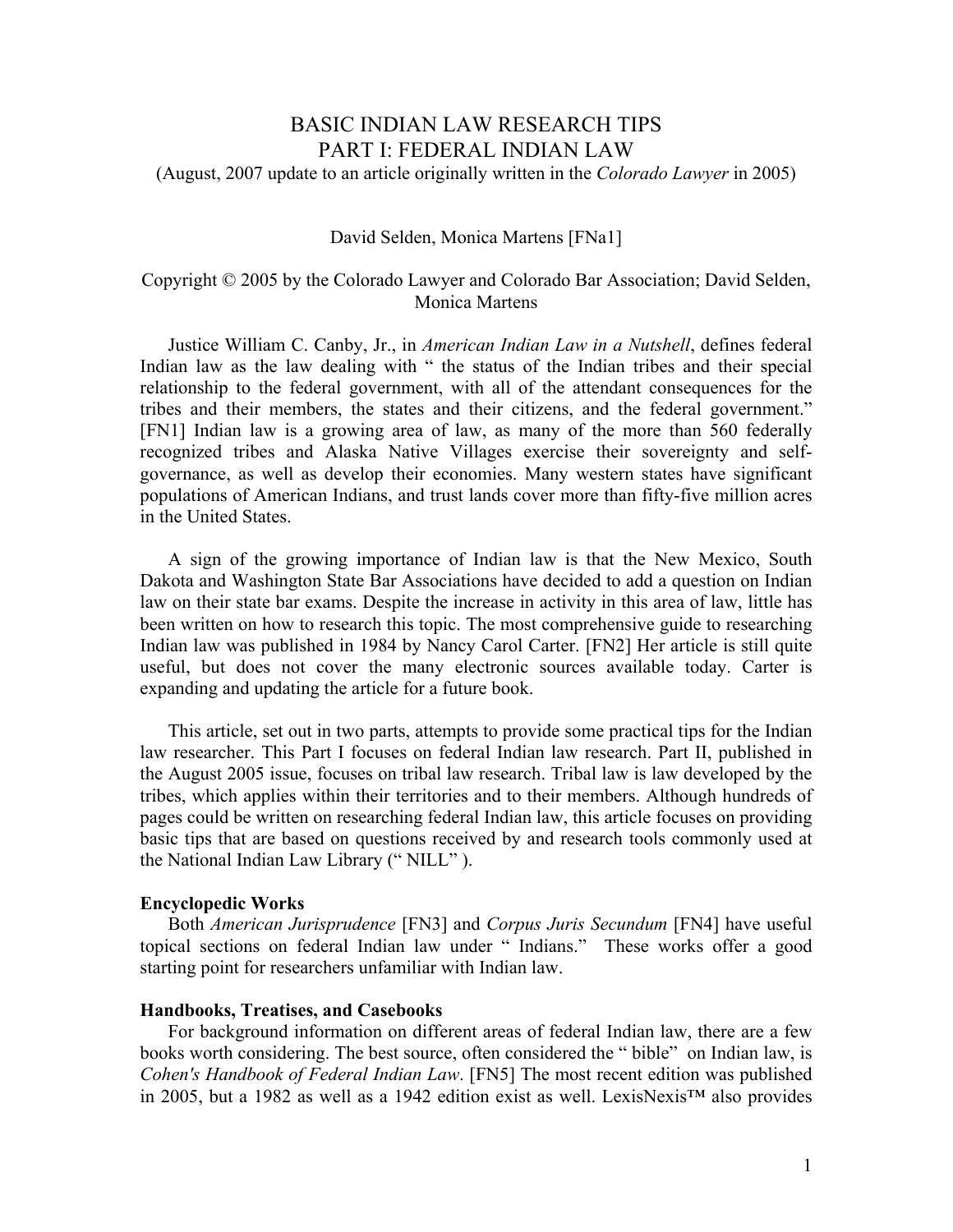# BASIC INDIAN LAW RESEARCH TIPS
## PART I: FEDERAL INDIAN LAW

(August, 2007 update to an article originally written in the *Colorado Lawyer* in 2005)

David Selden, Monica Martens [FNa1]

Copyright © 2005 by the Colorado Lawyer and Colorado Bar Association; David Selden, Monica Martens

Justice William C. Canby, Jr., in *American Indian Law in a Nutshell*, defines federal Indian law as the law dealing with " the status of the Indian tribes and their special relationship to the federal government, with all of the attendant consequences for the tribes and their members, the states and their citizens, and the federal government." [FN1] Indian law is a growing area of law, as many of the more than 560 federally recognized tribes and Alaska Native Villages exercise their sovereignty and self-governance, as well as develop their economies. Many western states have significant populations of American Indians, and trust lands cover more than fifty-five million acres in the United States.

A sign of the growing importance of Indian law is that the New Mexico, South Dakota and Washington State Bar Associations have decided to add a question on Indian law on their state bar exams. Despite the increase in activity in this area of law, little has been written on how to research this topic. The most comprehensive guide to researching Indian law was published in 1984 by Nancy Carol Carter. [FN2] Her article is still quite useful, but does not cover the many electronic sources available today. Carter is expanding and updating the article for a future book.

This article, set out in two parts, attempts to provide some practical tips for the Indian law researcher. This Part I focuses on federal Indian law research. Part II, published in the August 2005 issue, focuses on tribal law research. Tribal law is law developed by the tribes, which applies within their territories and to their members. Although hundreds of pages could be written on researching federal Indian law, this article focuses on providing basic tips that are based on questions received by and research tools commonly used at the National Indian Law Library (" NILL" ).

**Encyclopedic Works**

Both *American Jurisprudence* [FN3] and *Corpus Juris Secundum* [FN4] have useful topical sections on federal Indian law under " Indians." These works offer a good starting point for researchers unfamiliar with Indian law.

**Handbooks, Treatises, and Casebooks**

For background information on different areas of federal Indian law, there are a few books worth considering. The best source, often considered the " bible" on Indian law, is *Cohen's Handbook of Federal Indian Law*. [FN5] The most recent edition was published in 2005, but a 1982 as well as a 1942 edition exist as well. LexisNexis™ also provides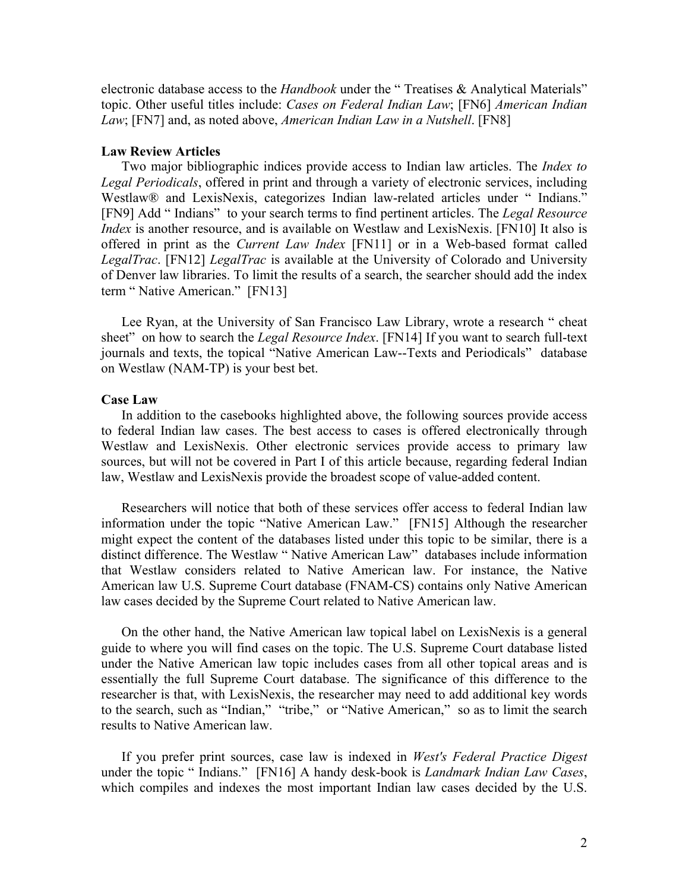electronic database access to the *Handbook* under the " Treatises & Analytical Materials" topic. Other useful titles include: *Cases on Federal Indian Law*; [FN6] *American Indian Law*; [FN7] and, as noted above, *American Indian Law in a Nutshell*. [FN8]

**Law Review Articles**

Two major bibliographic indices provide access to Indian law articles. The *Index to Legal Periodicals*, offered in print and through a variety of electronic services, including Westlaw® and LexisNexis, categorizes Indian law-related articles under " Indians." [FN9] Add " Indians" to your search terms to find pertinent articles. The *Legal Resource Index* is another resource, and is available on Westlaw and LexisNexis. [FN10] It also is offered in print as the *Current Law Index* [FN11] or in a Web-based format called *LegalTrac*. [FN12] *LegalTrac* is available at the University of Colorado and University of Denver law libraries. To limit the results of a search, the searcher should add the index term " Native American." [FN13]

Lee Ryan, at the University of San Francisco Law Library, wrote a research " cheat sheet" on how to search the *Legal Resource Index*. [FN14] If you want to search full-text journals and texts, the topical "Native American Law--Texts and Periodicals" database on Westlaw (NAM-TP) is your best bet.

**Case Law**

In addition to the casebooks highlighted above, the following sources provide access to federal Indian law cases. The best access to cases is offered electronically through Westlaw and LexisNexis. Other electronic services provide access to primary law sources, but will not be covered in Part I of this article because, regarding federal Indian law, Westlaw and LexisNexis provide the broadest scope of value-added content.

Researchers will notice that both of these services offer access to federal Indian law information under the topic "Native American Law." [FN15] Although the researcher might expect the content of the databases listed under this topic to be similar, there is a distinct difference. The Westlaw " Native American Law" databases include information that Westlaw considers related to Native American law. For instance, the Native American law U.S. Supreme Court database (FNAM-CS) contains only Native American law cases decided by the Supreme Court related to Native American law.

On the other hand, the Native American law topical label on LexisNexis is a general guide to where you will find cases on the topic. The U.S. Supreme Court database listed under the Native American law topic includes cases from all other topical areas and is essentially the full Supreme Court database. The significance of this difference to the researcher is that, with LexisNexis, the researcher may need to add additional key words to the search, such as "Indian," "tribe," or "Native American," so as to limit the search results to Native American law.

If you prefer print sources, case law is indexed in *West's Federal Practice Digest* under the topic " Indians." [FN16] A handy desk-book is *Landmark Indian Law Cases*, which compiles and indexes the most important Indian law cases decided by the U.S.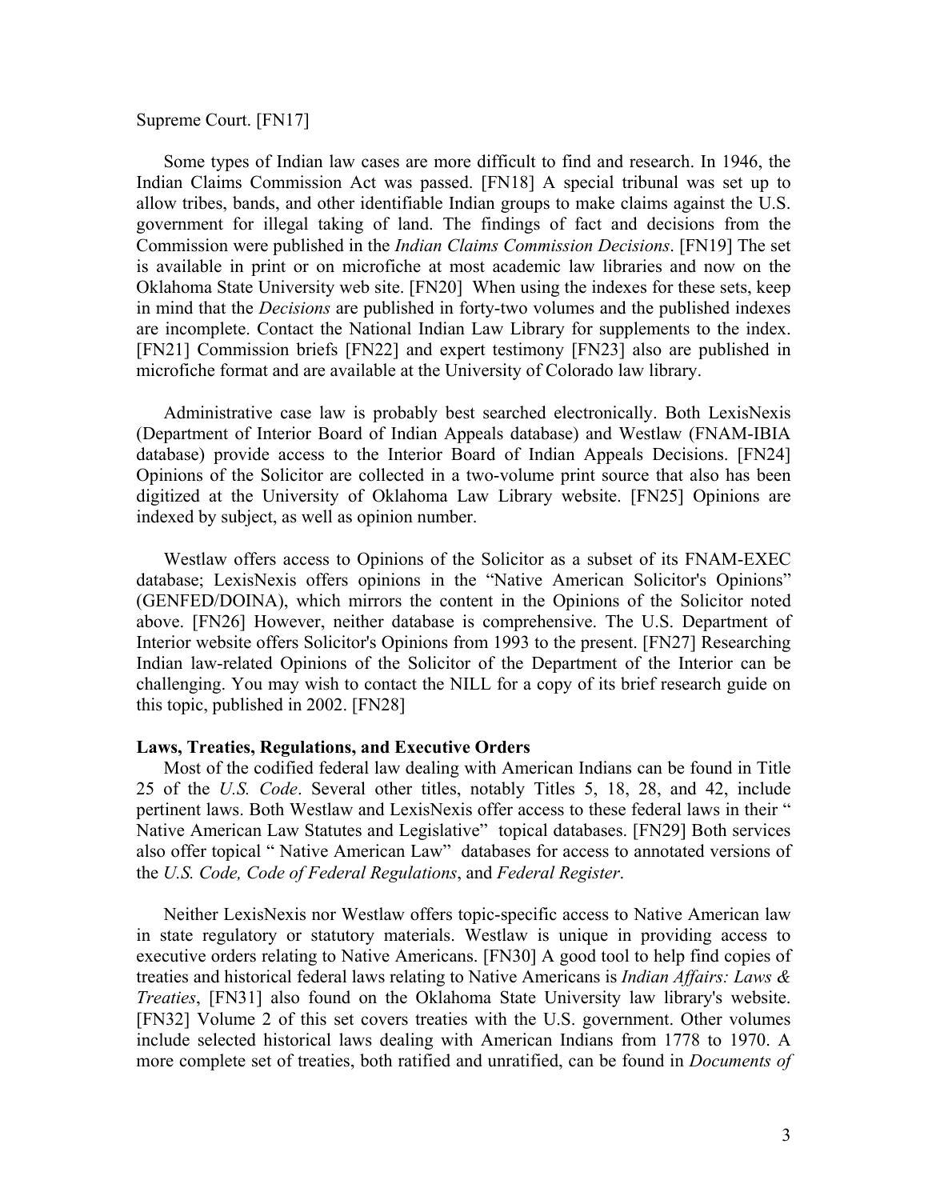Supreme Court. [FN17]

Some types of Indian law cases are more difficult to find and research. In 1946, the Indian Claims Commission Act was passed. [FN18] A special tribunal was set up to allow tribes, bands, and other identifiable Indian groups to make claims against the U.S. government for illegal taking of land. The findings of fact and decisions from the Commission were published in the *Indian Claims Commission Decisions*. [FN19] The set is available in print or on microfiche at most academic law libraries and now on the Oklahoma State University web site. [FN20] When using the indexes for these sets, keep in mind that the *Decisions* are published in forty-two volumes and the published indexes are incomplete. Contact the National Indian Law Library for supplements to the index. [FN21] Commission briefs [FN22] and expert testimony [FN23] also are published in microfiche format and are available at the University of Colorado law library.

Administrative case law is probably best searched electronically. Both LexisNexis (Department of Interior Board of Indian Appeals database) and Westlaw (FNAM-IBIA database) provide access to the Interior Board of Indian Appeals Decisions. [FN24] Opinions of the Solicitor are collected in a two-volume print source that also has been digitized at the University of Oklahoma Law Library website. [FN25] Opinions are indexed by subject, as well as opinion number.

Westlaw offers access to Opinions of the Solicitor as a subset of its FNAM-EXEC database; LexisNexis offers opinions in the "Native American Solicitor's Opinions" (GENFED/DOINA), which mirrors the content in the Opinions of the Solicitor noted above. [FN26] However, neither database is comprehensive. The U.S. Department of Interior website offers Solicitor's Opinions from 1993 to the present. [FN27] Researching Indian law-related Opinions of the Solicitor of the Department of the Interior can be challenging. You may wish to contact the NILL for a copy of its brief research guide on this topic, published in 2002. [FN28]

**Laws, Treaties, Regulations, and Executive Orders**

Most of the codified federal law dealing with American Indians can be found in Title 25 of the *U.S. Code*. Several other titles, notably Titles 5, 18, 28, and 42, include pertinent laws. Both Westlaw and LexisNexis offer access to these federal laws in their " Native American Law Statutes and Legislative" topical databases. [FN29] Both services also offer topical " Native American Law" databases for access to annotated versions of the *U.S. Code, Code of Federal Regulations*, and *Federal Register*.

Neither LexisNexis nor Westlaw offers topic-specific access to Native American law in state regulatory or statutory materials. Westlaw is unique in providing access to executive orders relating to Native Americans. [FN30] A good tool to help find copies of treaties and historical federal laws relating to Native Americans is *Indian Affairs: Laws & Treaties*, [FN31] also found on the Oklahoma State University law library's website. [FN32] Volume 2 of this set covers treaties with the U.S. government. Other volumes include selected historical laws dealing with American Indians from 1778 to 1970. A more complete set of treaties, both ratified and unratified, can be found in *Documents of*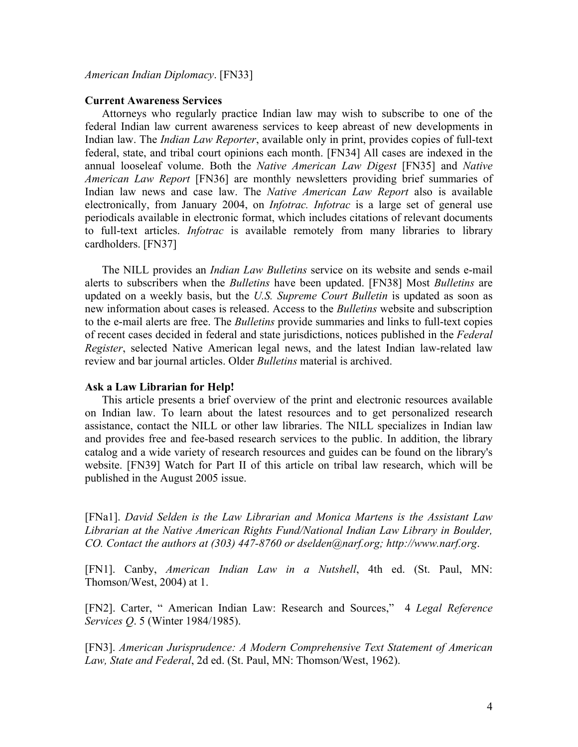*American Indian Diplomacy*. [FN33]

**Current Awareness Services**

Attorneys who regularly practice Indian law may wish to subscribe to one of the federal Indian law current awareness services to keep abreast of new developments in Indian law. The *Indian Law Reporter*, available only in print, provides copies of full-text federal, state, and tribal court opinions each month. [FN34] All cases are indexed in the annual looseleaf volume. Both the *Native American Law Digest* [FN35] and *Native American Law Report* [FN36] are monthly newsletters providing brief summaries of Indian law news and case law. The *Native American Law Report* also is available electronically, from January 2004, on *Infotrac. Infotrac* is a large set of general use periodicals available in electronic format, which includes citations of relevant documents to full-text articles. *Infotrac* is available remotely from many libraries to library cardholders. [FN37]

The NILL provides an *Indian Law Bulletins* service on its website and sends e-mail alerts to subscribers when the *Bulletins* have been updated. [FN38] Most *Bulletins* are updated on a weekly basis, but the *U.S. Supreme Court Bulletin* is updated as soon as new information about cases is released. Access to the *Bulletins* website and subscription to the e-mail alerts are free. The *Bulletins* provide summaries and links to full-text copies of recent cases decided in federal and state jurisdictions, notices published in the *Federal Register*, selected Native American legal news, and the latest Indian law-related law review and bar journal articles. Older *Bulletins* material is archived.

**Ask a Law Librarian for Help!**

This article presents a brief overview of the print and electronic resources available on Indian law. To learn about the latest resources and to get personalized research assistance, contact the NILL or other law libraries. The NILL specializes in Indian law and provides free and fee-based research services to the public. In addition, the library catalog and a wide variety of research resources and guides can be found on the library's website. [FN39] Watch for Part II of this article on tribal law research, which will be published in the August 2005 issue.

[FNa1]. *David Selden is the Law Librarian and Monica Martens is the Assistant Law Librarian at the Native American Rights Fund/National Indian Law Library in Boulder, CO. Contact the authors at (303) 447-8760 or dselden@narf.org; http://www.narf.org*.

[FN1]. Canby, *American Indian Law in a Nutshell*, 4th ed. (St. Paul, MN: Thomson/West, 2004) at 1.

[FN2]. Carter, " American Indian Law: Research and Sources," 4 *Legal Reference Services Q*. 5 (Winter 1984/1985).

[FN3]. *American Jurisprudence: A Modern Comprehensive Text Statement of American Law, State and Federal*, 2d ed. (St. Paul, MN: Thomson/West, 1962).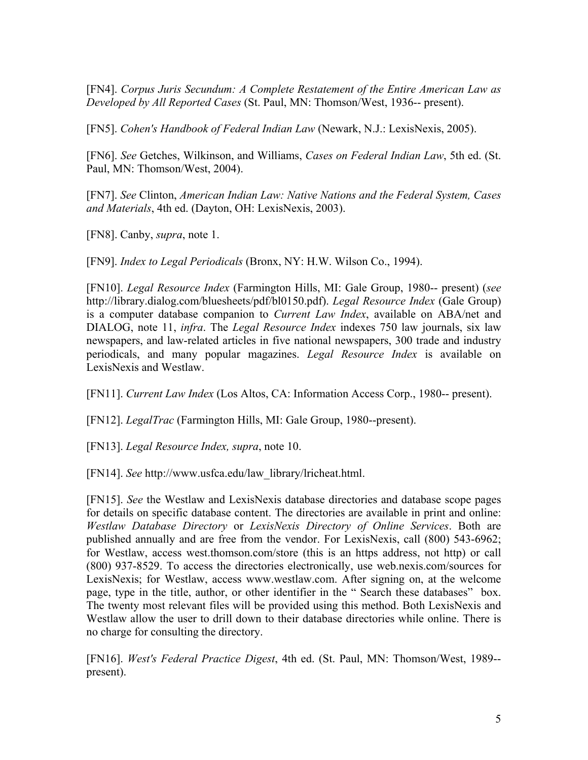[FN4]. *Corpus Juris Secundum: A Complete Restatement of the Entire American Law as Developed by All Reported Cases* (St. Paul, MN: Thomson/West, 1936-- present).

[FN5]. *Cohen's Handbook of Federal Indian Law* (Newark, N.J.: LexisNexis, 2005).

[FN6]. *See* Getches, Wilkinson, and Williams, *Cases on Federal Indian Law*, 5th ed. (St. Paul, MN: Thomson/West, 2004).

[FN7]. *See* Clinton, *American Indian Law: Native Nations and the Federal System, Cases and Materials*, 4th ed. (Dayton, OH: LexisNexis, 2003).

[FN8]. Canby, *supra*, note 1.

[FN9]. *Index to Legal Periodicals* (Bronx, NY: H.W. Wilson Co., 1994).

[FN10]. *Legal Resource Index* (Farmington Hills, MI: Gale Group, 1980-- present) (*see* http://library.dialog.com/bluesheets/pdf/bl0150.pdf). *Legal Resource Index* (Gale Group) is a computer database companion to *Current Law Index*, available on ABA/net and DIALOG, note 11, *infra*. The *Legal Resource Index* indexes 750 law journals, six law newspapers, and law-related articles in five national newspapers, 300 trade and industry periodicals, and many popular magazines. *Legal Resource Index* is available on LexisNexis and Westlaw.

[FN11]. *Current Law Index* (Los Altos, CA: Information Access Corp., 1980-- present).

[FN12]. *LegalTrac* (Farmington Hills, MI: Gale Group, 1980--present).

[FN13]. *Legal Resource Index, supra*, note 10.

[FN14]. *See* http://www.usfca.edu/law_library/lricheat.html.

[FN15]. *See* the Westlaw and LexisNexis database directories and database scope pages for details on specific database content. The directories are available in print and online: *Westlaw Database Directory* or *LexisNexis Directory of Online Services*. Both are published annually and are free from the vendor. For LexisNexis, call (800) 543-6962; for Westlaw, access west.thomson.com/store (this is an https address, not http) or call (800) 937-8529. To access the directories electronically, use web.nexis.com/sources for LexisNexis; for Westlaw, access www.westlaw.com. After signing on, at the welcome page, type in the title, author, or other identifier in the " Search these databases" box. The twenty most relevant files will be provided using this method. Both LexisNexis and Westlaw allow the user to drill down to their database directories while online. There is no charge for consulting the directory.

[FN16]. *West's Federal Practice Digest*, 4th ed. (St. Paul, MN: Thomson/West, 1989-- present).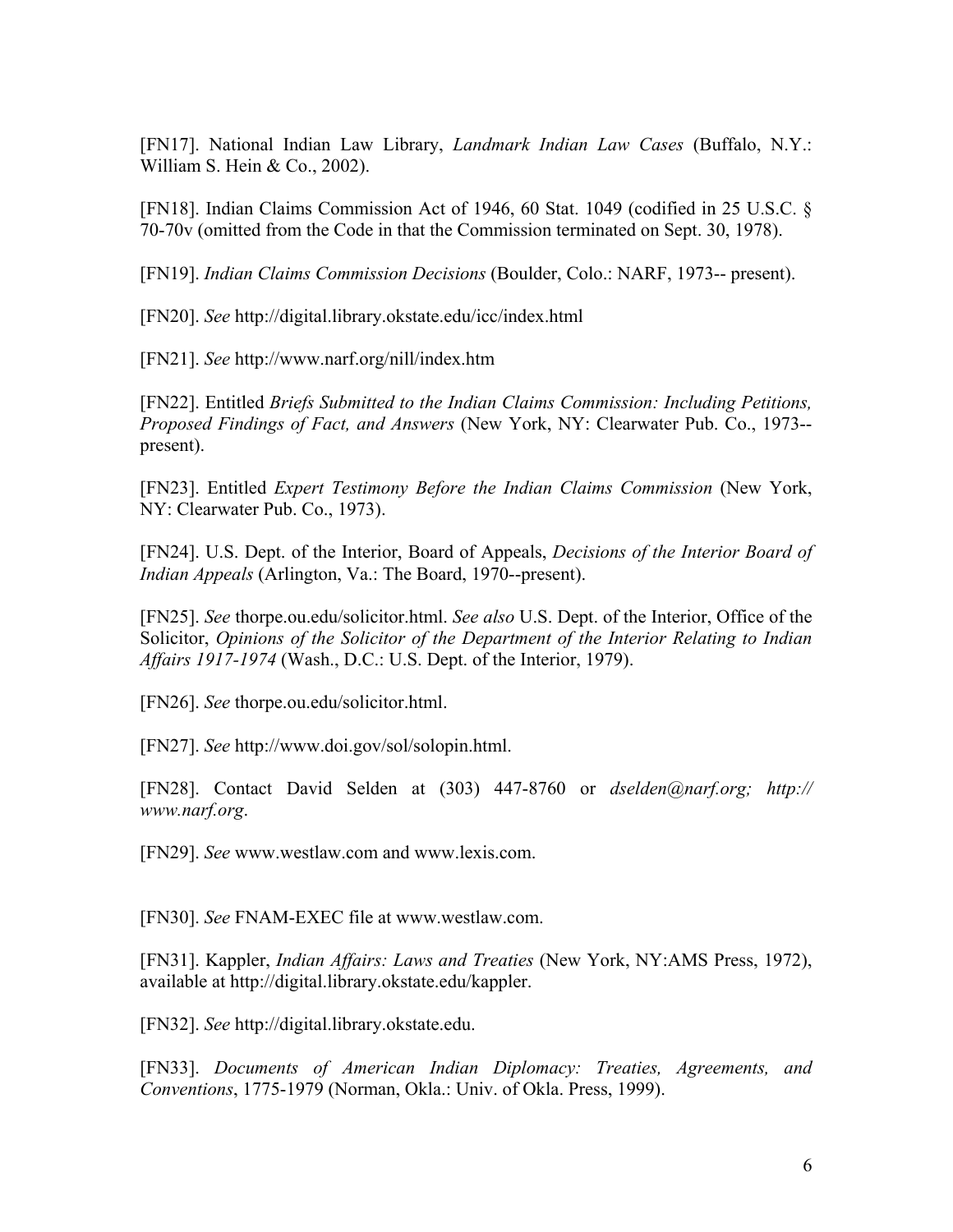[FN17]. National Indian Law Library, *Landmark Indian Law Cases* (Buffalo, N.Y.: William S. Hein & Co., 2002).

[FN18]. Indian Claims Commission Act of 1946, 60 Stat. 1049 (codified in 25 U.S.C. § 70-70v (omitted from the Code in that the Commission terminated on Sept. 30, 1978).

[FN19]. *Indian Claims Commission Decisions* (Boulder, Colo.: NARF, 1973-- present).

[FN20]. *See* http://digital.library.okstate.edu/icc/index.html

[FN21]. *See* http://www.narf.org/nill/index.htm

[FN22]. Entitled *Briefs Submitted to the Indian Claims Commission: Including Petitions, Proposed Findings of Fact, and Answers* (New York, NY: Clearwater Pub. Co., 1973--present).

[FN23]. Entitled *Expert Testimony Before the Indian Claims Commission* (New York, NY: Clearwater Pub. Co., 1973).

[FN24]. U.S. Dept. of the Interior, Board of Appeals, *Decisions of the Interior Board of Indian Appeals* (Arlington, Va.: The Board, 1970--present).

[FN25]. *See* thorpe.ou.edu/solicitor.html. *See also* U.S. Dept. of the Interior, Office of the Solicitor, *Opinions of the Solicitor of the Department of the Interior Relating to Indian Affairs 1917-1974* (Wash., D.C.: U.S. Dept. of the Interior, 1979).

[FN26]. *See* thorpe.ou.edu/solicitor.html.

[FN27]. *See* http://www.doi.gov/sol/solopin.html.

[FN28]. Contact David Selden at (303) 447-8760 or *dselden@narf.org; http:// www.narf.org*.

[FN29]. *See* www.westlaw.com and www.lexis.com.

[FN30]. *See* FNAM-EXEC file at www.westlaw.com.

[FN31]. Kappler, *Indian Affairs: Laws and Treaties* (New York, NY:AMS Press, 1972), available at http://digital.library.okstate.edu/kappler.

[FN32]. *See* http://digital.library.okstate.edu.

[FN33]. *Documents of American Indian Diplomacy: Treaties, Agreements, and Conventions*, 1775-1979 (Norman, Okla.: Univ. of Okla. Press, 1999).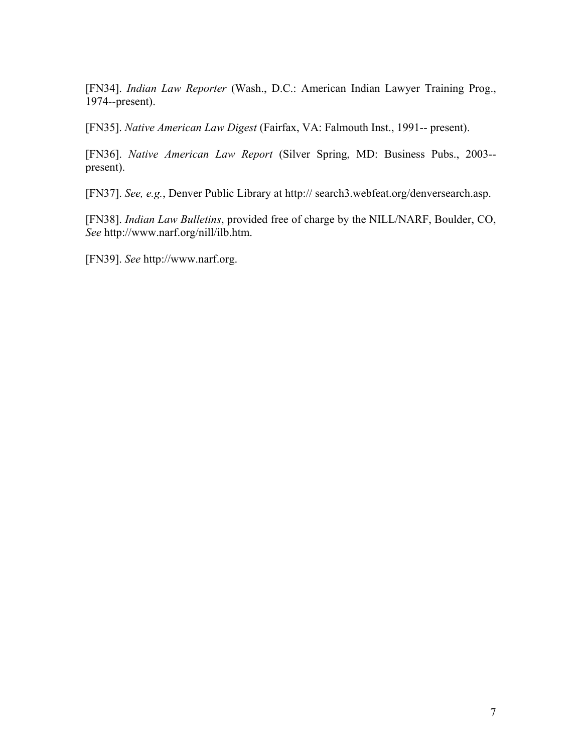[FN34]. *Indian Law Reporter* (Wash., D.C.: American Indian Lawyer Training Prog., 1974--present).

[FN35]. *Native American Law Digest* (Fairfax, VA: Falmouth Inst., 1991-- present).

[FN36]. *Native American Law Report* (Silver Spring, MD: Business Pubs., 2003--present).

[FN37]. *See, e.g.*, Denver Public Library at http:// search3.webfeat.org/denversearch.asp.

[FN38]. *Indian Law Bulletins*, provided free of charge by the NILL/NARF, Boulder, CO, *See* http://www.narf.org/nill/ilb.htm.

[FN39]. *See* http://www.narf.org.